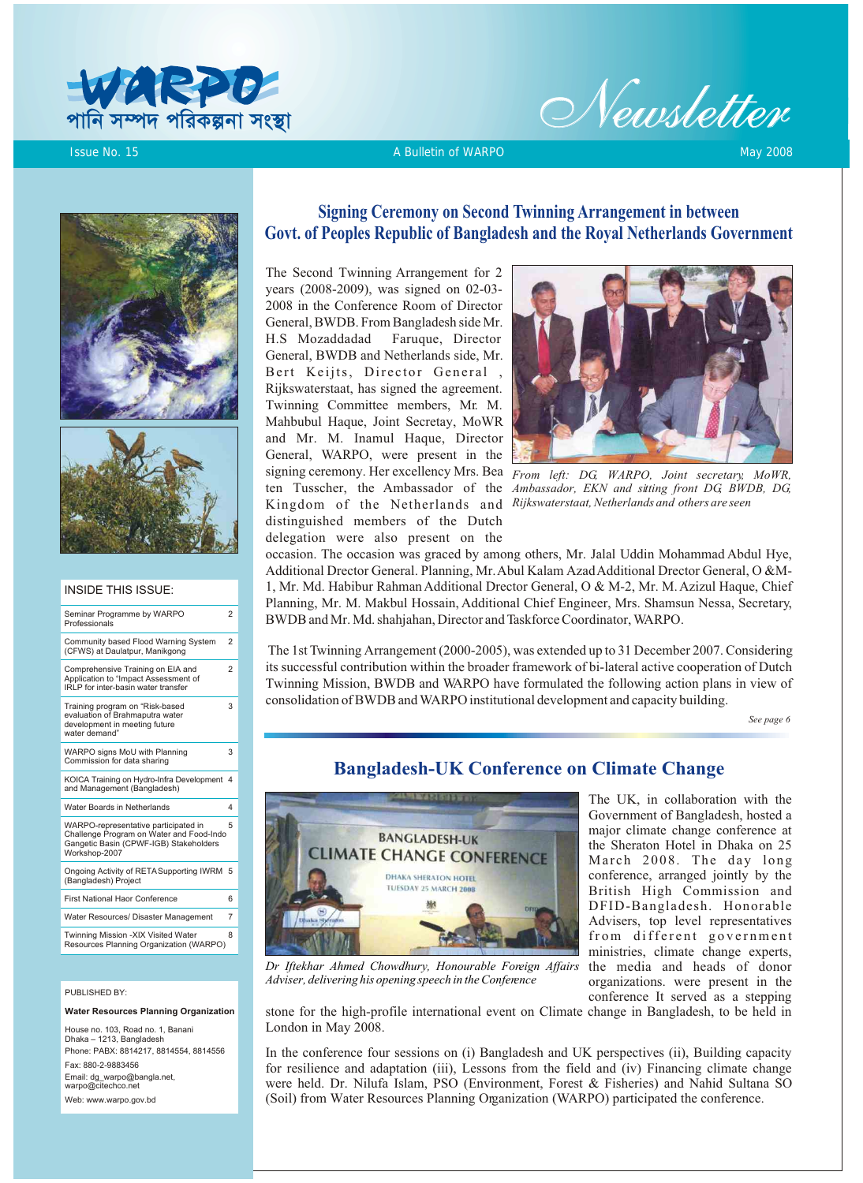# WARPO

পানি সম্পদ পরিকল্পনা সংস্থা

# Newsletter

Issue No. 15 | A Bulletin of WARPO | May 2008

## Signing Ceremony on Second Twinning Arrangement in between Govt. of Peoples Republic of Bangladesh and the Royal Netherlands Government

The Second Twinning Arrangement for 2 years (2008-2009), was signed on 02-03-2008 in the Conference Room of Director General, BWDB. From Bangladesh side Mr. H.S Mozaddadad Faruque, Director General, BWDB and Netherlands side, Mr. Bert Keijts, Director General , Rijkswaterstaat, has signed the agreement. Twinning Committee members, Mr. M. Mahbubul Haque, Joint Secretay, MoWR and Mr. M. Inamul Haque, Director General, WARPO, were present in the signing ceremony. Her excellency Mrs. Bea ten Tusscher, the Ambassador of the Kingdom of the Netherlands and distinguished members of the Dutch delegation were also present on the occasion. The occasion was graced by among others, Mr. Jalal Uddin Mohammad Abdul Hye, Additional Drector General. Planning, Mr. Abul Kalam Azad Additional Drector General, O &M-1, Mr. Md. Habibur Rahman Additional Drector General, O & M-2, Mr. M. Azizul Haque, Chief Planning, Mr. M. Makbul Hossain, Additional Chief Engineer, Mrs. Shamsun Nessa, Secretary, BWDB and Mr. Md. shahjahan, Director and Taskforce Coordinator, WARPO.

*From left: DG, WARPO, Joint secretary, MoWR, Ambassador, EKN and sitting front DG, BWDB, DG, Rijkswaterstaat, Netherlands and others are seen*

The 1st Twinning Arrangement (2000-2005), was extended up to 31 December 2007. Considering its successful contribution within the broader framework of bi-lateral active cooperation of Dutch Twinning Mission, BWDB and WARPO have formulated the following action plans in view of consolidation of BWDB and WARPO institutional development and capacity building.

*See page 6*

## Bangladesh-UK Conference on Climate Change

The UK, in collaboration with the Government of Bangladesh, hosted a major climate change conference at the Sheraton Hotel in Dhaka on 25 March 2008. The day long conference, arranged jointly by the British High Commission and DFID-Bangladesh. Honorable Advisers, top level representatives from different government ministries, climate change experts, the media and heads of donor organizations. were present in the conference It served as a stepping stone for the high-profile international event on Climate change in Bangladesh, to be held in London in May 2008.

*Dr Iftekhar Ahmed Chowdhury, Honourable Foreign Affairs Adviser, delivering his opening speech in the Conference*

In the conference four sessions on (i) Bangladesh and UK perspectives (ii), Building capacity for resilience and adaptation (iii), Lessons from the field and (iv) Financing climate change were held. Dr. Nilufa Islam, PSO (Environment, Forest & Fisheries) and Nahid Sultana SO (Soil) from Water Resources Planning Organization (WARPO) participated the conference.

### INSIDE THIS ISSUE:

| | |
|---|---|
| Seminar Programme by WARPO Professionals | 2 |
| Community based Flood Warning System (CFWS) at Daulatpur, Manikgong | 2 |
| Comprehensive Training on EIA and Application to "Impact Assessment of IRLP for inter-basin water transfer | 2 |
| Training program on "Risk-based evaluation of Brahmaputra water development in meeting future water demand" | 3 |
| WARPO signs MoU with Planning Commission for data sharing | 3 |
| KOICA Training on Hydro-Infra Development and Management (Bangladesh) | 4 |
| Water Boards in Netherlands | 4 |
| WARPO-representative participated in Challenge Program on Water and Food-Indo Gangetic Basin (CPWF-IGB) Stakeholders Workshop-2007 | 5 |
| Ongoing Activity of RETA Supporting IWRM (Bangladesh) Project | 5 |
| First National Haor Conference | 6 |
| Water Resources/ Disaster Management | 7 |
| Twinning Mission -XIX Visited Water Resources Planning Organization (WARPO) | 8 |

PUBLISHED BY:

**Water Resources Planning Organization**

House no. 103, Road no. 1, Banani
Dhaka – 1213, Bangladesh
Phone: PABX: 8814217, 8814554, 8814556
Fax: 880-2-9883456
Email: dg_warpo@bangla.net, warpo@citechco.net
Web: www.warpo.gov.bd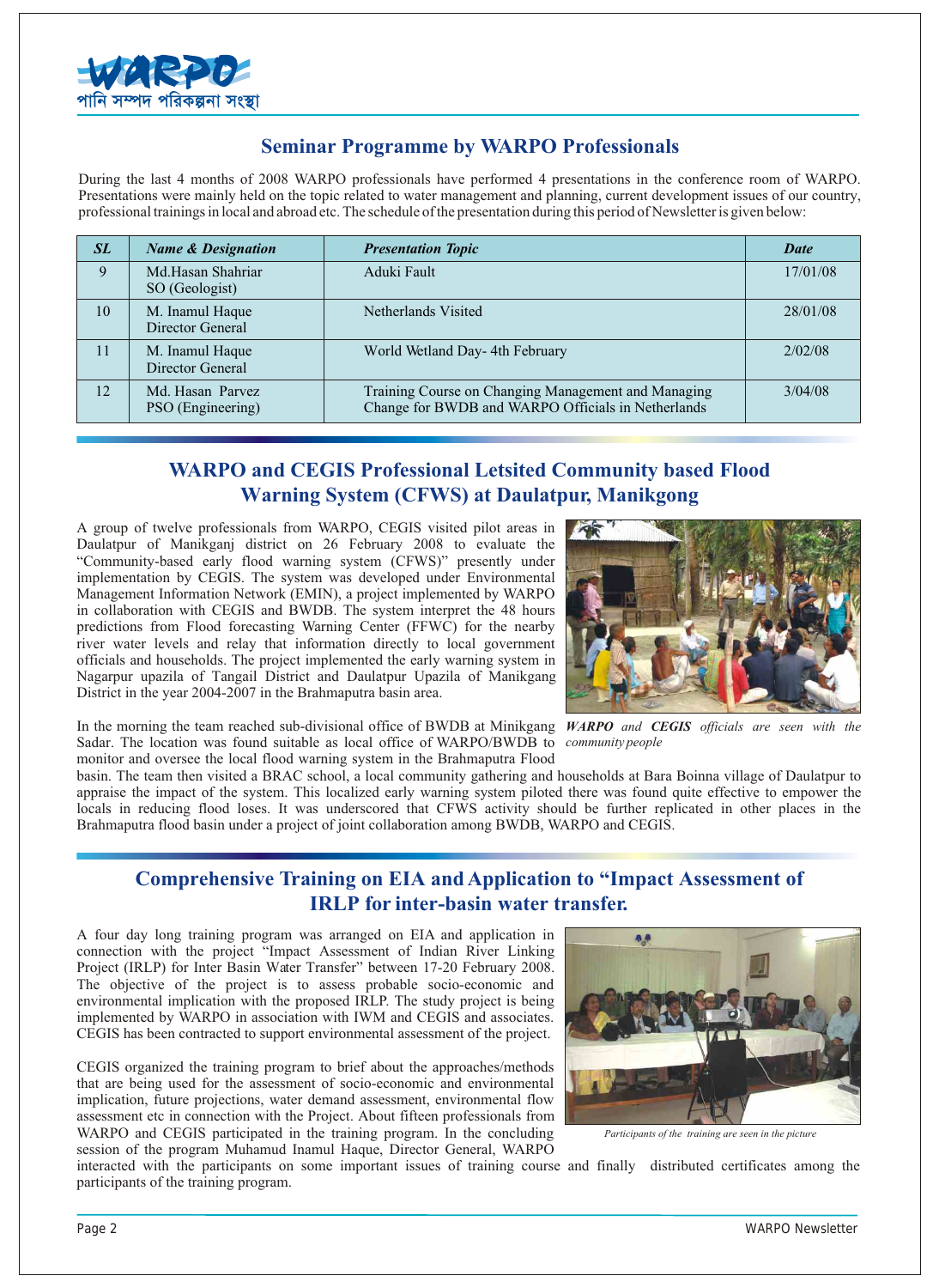## Seminar Programme by WARPO Professionals

During the last 4 months of 2008 WARPO professionals have performed 4 presentations in the conference room of WARPO. Presentations were mainly held on the topic related to water management and planning, current development issues of our country, professional trainings in local and abroad etc. The schedule of the presentation during this period of Newsletter is given below:

| *SL* | *Name & Designation* | *Presentation Topic* | *Date* |
|---|---|---|---|
| 9 | Md.Hasan Shahriar SO (Geologist) | Aduki Fault | 17/01/08 |
| 10 | M. Inamul Haque Director General | Netherlands Visited | 28/01/08 |
| 11 | M. Inamul Haque Director General | World Wetland Day- 4th February | 2/02/08 |
| 12 | Md. Hasan Parvez PSO (Engineering) | Training Course on Changing Management and Managing Change for BWDB and WARPO Officials in Netherlands | 3/04/08 |

## WARPO and CEGIS Professional Letsited Community based Flood Warning System (CFWS) at Daulatpur, Manikgong

A group of twelve professionals from WARPO, CEGIS visited pilot areas in Daulatpur of Manikganj district on 26 February 2008 to evaluate the "Community-based early flood warning system (CFWS)" presently under implementation by CEGIS. The system was developed under Environmental Management Information Network (EMIN), a project implemented by WARPO in collaboration with CEGIS and BWDB. The system interpret the 48 hours predictions from Flood forecasting Warning Center (FFWC) for the nearby river water levels and relay that information directly to local government officials and households. The project implemented the early warning system in Nagarpur upazila of Tangail District and Daulatpur Upazila of Manikgang District in the year 2004-2007 in the Brahmaputra basin area.

*WARPO and CEGIS officials are seen with the community people*

In the morning the team reached sub-divisional office of BWDB at Minikgang Sadar. The location was found suitable as local office of WARPO/BWDB to monitor and oversee the local flood warning system in the Brahmaputra Flood basin. The team then visited a BRAC school, a local community gathering and households at Bara Boinna village of Daulatpur to appraise the impact of the system. This localized early warning system piloted there was found quite effective to empower the locals in reducing flood loses. It was underscored that CFWS activity should be further replicated in other places in the Brahmaputra flood basin under a project of joint collaboration among BWDB, WARPO and CEGIS.

## Comprehensive Training on EIA and Application to "Impact Assessment of IRLP for inter-basin water transfer.

A four day long training program was arranged on EIA and application in connection with the project "Impact Assessment of Indian River Linking Project (IRLP) for Inter Basin Water Transfer" between 17-20 February 2008. The objective of the project is to assess probable socio-economic and environmental implication with the proposed IRLP. The study project is being implemented by WARPO in association with IWM and CEGIS and associates. CEGIS has been contracted to support environmental assessment of the project.

CEGIS organized the training program to brief about the approaches/methods that are being used for the assessment of socio-economic and environmental implication, future projections, water demand assessment, environmental flow assessment etc in connection with the Project. About fifteen professionals from WARPO and CEGIS participated in the training program. In the concluding session of the program Muhamud Inamul Haque, Director General, WARPO interacted with the participants on some important issues of training course and finally distributed certificates among the participants of the training program.

*Participants of the training are seen in the picture*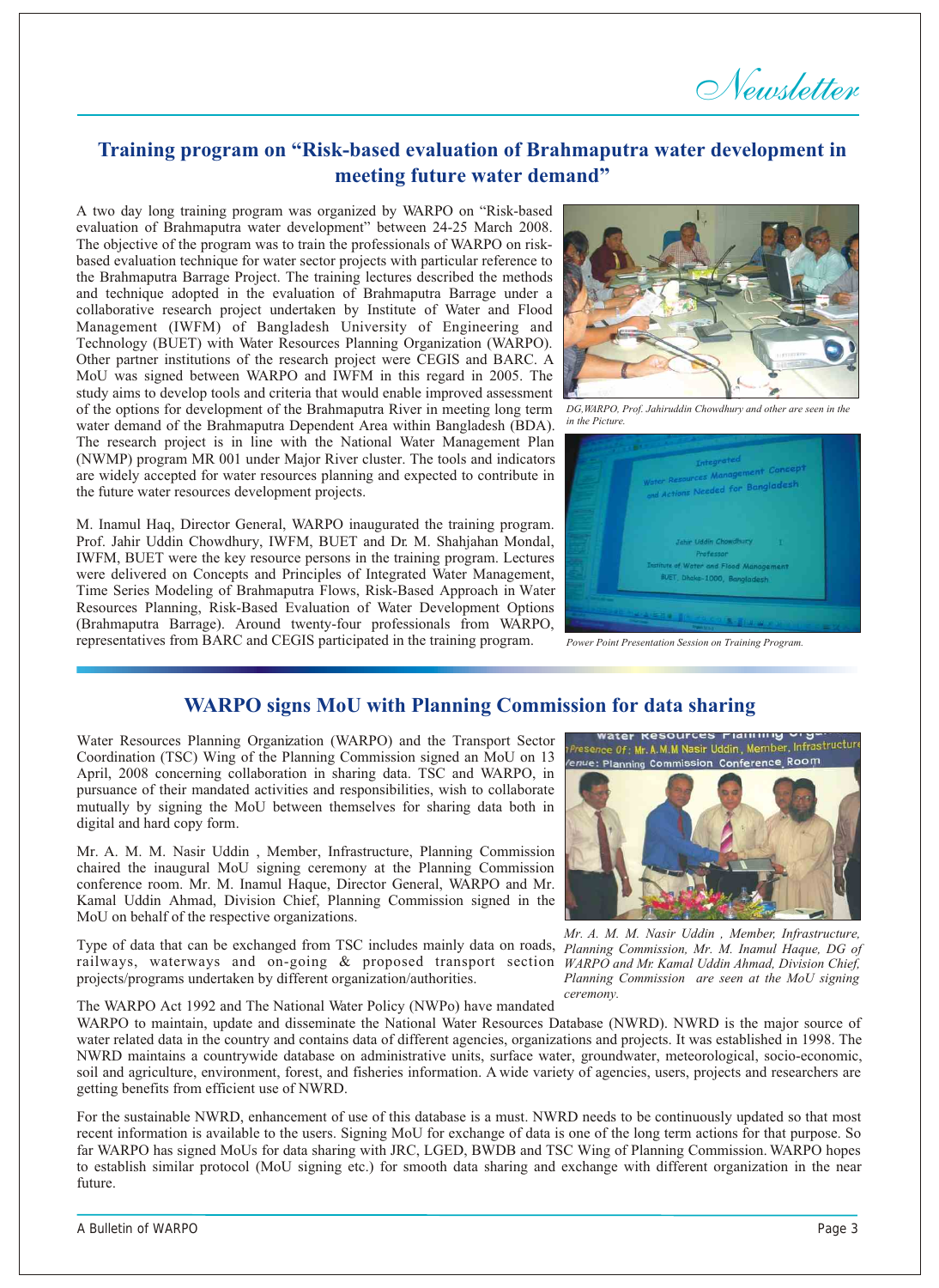## Training program on "Risk-based evaluation of Brahmaputra water development in meeting future water demand"

A two day long training program was organized by WARPO on "Risk-based evaluation of Brahmaputra water development" between 24-25 March 2008. The objective of the program was to train the professionals of WARPO on risk-based evaluation technique for water sector projects with particular reference to the Brahmaputra Barrage Project. The training lectures described the methods and technique adopted in the evaluation of Brahmaputra Barrage under a collaborative research project undertaken by Institute of Water and Flood Management (IWFM) of Bangladesh University of Engineering and Technology (BUET) with Water Resources Planning Organization (WARPO). Other partner institutions of the research project were CEGIS and BARC. A MoU was signed between WARPO and IWFM in this regard in 2005. The study aims to develop tools and criteria that would enable improved assessment of the options for development of the Brahmaputra River in meeting long term water demand of the Brahmaputra Dependent Area within Bangladesh (BDA). The research project is in line with the National Water Management Plan (NWMP) program MR 001 under Major River cluster. The tools and indicators are widely accepted for water resources planning and expected to contribute in the future water resources development projects.

M. Inamul Haq, Director General, WARPO inaugurated the training program. Prof. Jahir Uddin Chowdhury, IWFM, BUET and Dr. M. Shahjahan Mondal, IWFM, BUET were the key resource persons in the training program. Lectures were delivered on Concepts and Principles of Integrated Water Management, Time Series Modeling of Brahmaputra Flows, Risk-Based Approach in Water Resources Planning, Risk-Based Evaluation of Water Development Options (Brahmaputra Barrage). Around twenty-four professionals from WARPO, representatives from BARC and CEGIS participated in the training program.

*DG,WARPO, Prof. Jahiruddin Chowdhury and other are seen in the in the Picture.*

*Power Point Presentation Session on Training Program.*

## WARPO signs MoU with Planning Commission for data sharing

Water Resources Planning Organization (WARPO) and the Transport Sector Coordination (TSC) Wing of the Planning Commission signed an MoU on 13 April, 2008 concerning collaboration in sharing data. TSC and WARPO, in pursuance of their mandated activities and responsibilities, wish to collaborate mutually by signing the MoU between themselves for sharing data both in digital and hard copy form.

Mr. A. M. M. Nasir Uddin , Member, Infrastructure, Planning Commission chaired the inaugural MoU signing ceremony at the Planning Commission conference room. Mr. M. Inamul Haque, Director General, WARPO and Mr. Kamal Uddin Ahmad, Division Chief, Planning Commission signed in the MoU on behalf of the respective organizations.

Type of data that can be exchanged from TSC includes mainly data on roads, railways, waterways and on-going & proposed transport section projects/programs undertaken by different organization/authorities.

*Mr. A. M. M. Nasir Uddin , Member, Infrastructure, Planning Commission, Mr. M. Inamul Haque, DG of WARPO and Mr. Kamal Uddin Ahmad, Division Chief, Planning Commission are seen at the MoU signing ceremony.*

The WARPO Act 1992 and The National Water Policy (NWPo) have mandated WARPO to maintain, update and disseminate the National Water Resources Database (NWRD). NWRD is the major source of water related data in the country and contains data of different agencies, organizations and projects. It was established in 1998. The NWRD maintains a countrywide database on administrative units, surface water, groundwater, meteorological, socio-economic, soil and agriculture, environment, forest, and fisheries information. A wide variety of agencies, users, projects and researchers are getting benefits from efficient use of NWRD.

For the sustainable NWRD, enhancement of use of this database is a must. NWRD needs to be continuously updated so that most recent information is available to the users. Signing MoU for exchange of data is one of the long term actions for that purpose. So far WARPO has signed MoUs for data sharing with JRC, LGED, BWDB and TSC Wing of Planning Commission. WARPO hopes to establish similar protocol (MoU signing etc.) for smooth data sharing and exchange with different organization in the near future.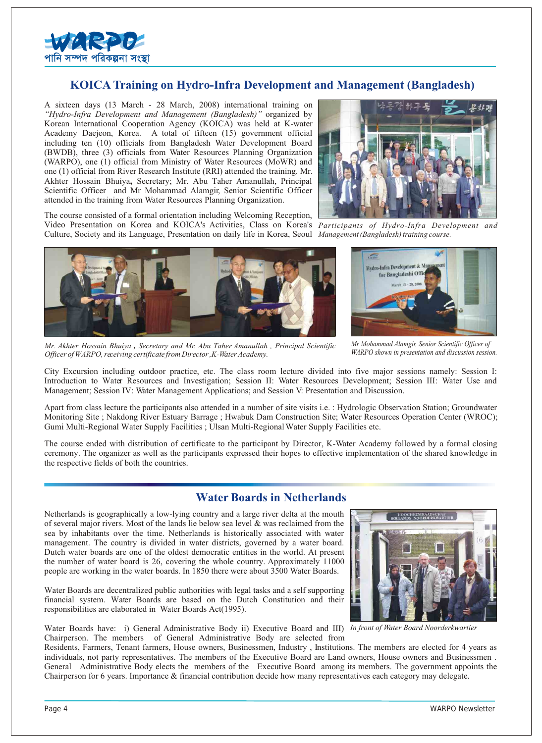## KOICA Training on Hydro-Infra Development and Management (Bangladesh)

A sixteen days (13 March - 28 March, 2008) international training on *"Hydro-Infra Development and Management (Bangladesh)"* organized by Korean International Cooperation Agency (KOICA) was held at K-water Academy Daejeon, Korea. A total of fifteen (15) government official including ten (10) officials from Bangladesh Water Development Board (BWDB), three (3) officials from Water Resources Planning Organization (WARPO), one (1) official from Ministry of Water Resources (MoWR) and one (1) official from River Research Institute (RRI) attended the training. Mr. Akhter Hossain Bhuiya**,** Secretary; Mr. Abu Taher Amanullah, Principal Scientific Officer and Mr Mohammad Alamgir, Senior Scientific Officer attended in the training from Water Resources Planning Organization.

*Participants of Hydro-Infra Development and Management (Bangladesh) training course.*

The course consisted of a formal orientation including Welcoming Reception, Video Presentation on Korea and KOICA's Activities, Class on Korea's Culture, Society and its Language, Presentation on daily life in Korea, Seoul City Excursion including outdoor practice, etc. The class room lecture divided into five major sessions namely: Session I: Introduction to Water Resources and Investigation; Session II: Water Resources Development; Session III: Water Use and Management; Session IV: Water Management Applications; and Session V: Presentation and Discussion.

*Mr. Akhter Hossain Bhuiya **,** Secretary and Mr. Abu Taher Amanullah , Principal Scientific Officer of WARPO, receiving certificate from Director, K-Water Academy.*

*Mr Mohammad Alamgir, Senior Scientific Officer of WARPO shown in presentation and discussion session.*

Apart from class lecture the participants also attended in a number of site visits i.e. : Hydrologic Observation Station; Groundwater Monitoring Site ; Nakdong River Estuary Barrage ; Hwabuk Dam Construction Site; Water Resources Operation Center (WROC); Gumi Multi-Regional Water Supply Facilities ; Ulsan Multi-Regional Water Supply Facilities etc.

The course ended with distribution of certificate to the participant by Director, K-Water Academy followed by a formal closing ceremony. The organizer as well as the participants expressed their hopes to effective implementation of the shared knowledge in the respective fields of both the countries.

## Water Boards in Netherlands

Netherlands is geographically a low-lying country and a large river delta at the mouth of several major rivers. Most of the lands lie below sea level & was reclaimed from the sea by inhabitants over the time. Netherlands is historically associated with water management. The country is divided in water districts, governed by a water board. Dutch water boards are one of the oldest democratic entities in the world. At present the number of water board is 26, covering the whole country. Approximately 11000 people are working in the water boards. In 1850 there were about 3500 Water Boards.

Water Boards are decentralized public authorities with legal tasks and a self supporting financial system. Water Boards are based on the Dutch Constitution and their responsibilities are elaborated in Water Boards Act(1995).

*In front of Water Board Noorderkwartier*

Water Boards have: i) General Administrative Body ii) Executive Board and III) Chairperson. The members of General Administrative Body are selected from Residents, Farmers, Tenant farmers, House owners, Businessmen, Industry , Institutions. The members are elected for 4 years as individuals, not party representatives. The members of the Executive Board are Land owners, House owners and Businessmen . General Administrative Body elects the members of the Executive Board among its members. The government appoints the Chairperson for 6 years. Importance & financial contribution decide how many representatives each category may delegate.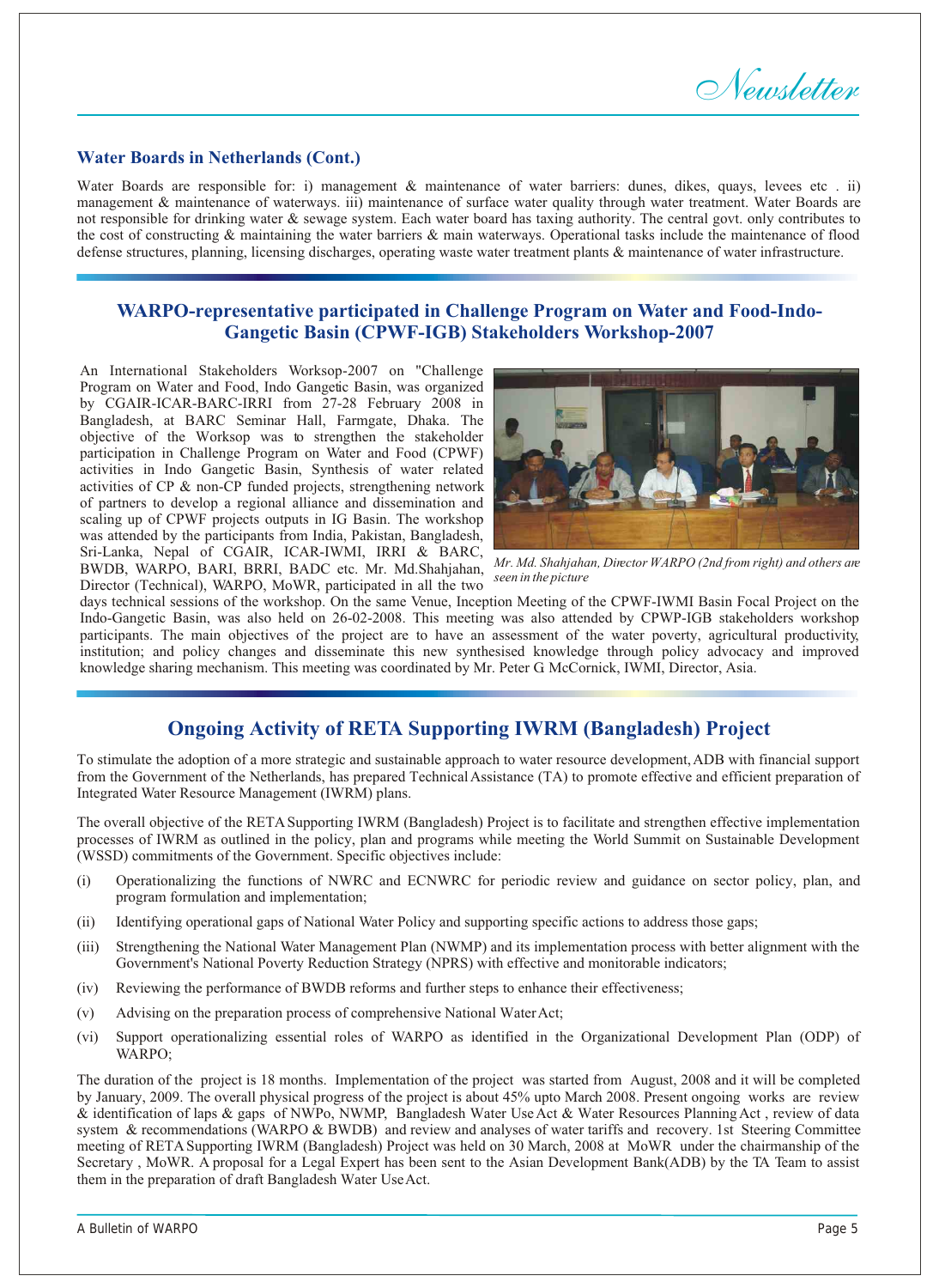### Water Boards in Netherlands (Cont.)

Water Boards are responsible for: i) management & maintenance of water barriers: dunes, dikes, quays, levees etc . ii) management & maintenance of waterways. iii) maintenance of surface water quality through water treatment. Water Boards are not responsible for drinking water & sewage system. Each water board has taxing authority. The central govt. only contributes to the cost of constructing & maintaining the water barriers & main waterways. Operational tasks include the maintenance of flood defense structures, planning, licensing discharges, operating waste water treatment plants & maintenance of water infrastructure.

## WARPO-representative participated in Challenge Program on Water and Food-Indo-Gangetic Basin (CPWF-IGB) Stakeholders Workshop-2007

An International Stakeholders Worksop-2007 on "Challenge Program on Water and Food, Indo Gangetic Basin, was organized by CGAIR-ICAR-BARC-IRRI from 27-28 February 2008 in Bangladesh, at BARC Seminar Hall, Farmgate, Dhaka. The objective of the Worksop was to strengthen the stakeholder participation in Challenge Program on Water and Food (CPWF) activities in Indo Gangetic Basin, Synthesis of water related activities of CP & non-CP funded projects, strengthening network of partners to develop a regional alliance and dissemination and scaling up of CPWF projects outputs in IG Basin. The workshop was attended by the participants from India, Pakistan, Bangladesh, Sri-Lanka, Nepal of CGAIR, ICAR-IWMI, IRRI & BARC, BWDB, WARPO, BARI, BRRI, BADC etc. Mr. Md.Shahjahan, Director (Technical), WARPO, MoWR, participated in all the two days technical sessions of the workshop. On the same Venue, Inception Meeting of the CPWF-IWMI Basin Focal Project on the Indo-Gangetic Basin, was also held on 26-02-2008. This meeting was also attended by CPWP-IGB stakeholders workshop participants. The main objectives of the project are to have an assessment of the water poverty, agricultural productivity, institution; and policy changes and disseminate this new synthesised knowledge through policy advocacy and improved knowledge sharing mechanism. This meeting was coordinated by Mr. Peter G McCornick, IWMI, Director, Asia.

*Mr. Md. Shahjahan, Director WARPO (2nd from right) and others are seen in the picture*

## Ongoing Activity of RETA Supporting IWRM (Bangladesh) Project

To stimulate the adoption of a more strategic and sustainable approach to water resource development, ADB with financial support from the Government of the Netherlands, has prepared Technical Assistance (TA) to promote effective and efficient preparation of Integrated Water Resource Management (IWRM) plans.

The overall objective of the RETA Supporting IWRM (Bangladesh) Project is to facilitate and strengthen effective implementation processes of IWRM as outlined in the policy, plan and programs while meeting the World Summit on Sustainable Development (WSSD) commitments of the Government. Specific objectives include:

(i) Operationalizing the functions of NWRC and ECNWRC for periodic review and guidance on sector policy, plan, and program formulation and implementation;

(ii) Identifying operational gaps of National Water Policy and supporting specific actions to address those gaps;

(iii) Strengthening the National Water Management Plan (NWMP) and its implementation process with better alignment with the Government's National Poverty Reduction Strategy (NPRS) with effective and monitorable indicators;

(iv) Reviewing the performance of BWDB reforms and further steps to enhance their effectiveness;

(v) Advising on the preparation process of comprehensive National Water Act;

(vi) Support operationalizing essential roles of WARPO as identified in the Organizational Development Plan (ODP) of WARPO;

The duration of the project is 18 months. Implementation of the project was started from August, 2008 and it will be completed by January, 2009. The overall physical progress of the project is about 45% upto March 2008. Present ongoing works are review & identification of laps & gaps of NWPo, NWMP, Bangladesh Water Use Act & Water Resources Planning Act , review of data system & recommendations (WARPO & BWDB) and review and analyses of water tariffs and recovery. 1st Steering Committee meeting of RETA Supporting IWRM (Bangladesh) Project was held on 30 March, 2008 at MoWR under the chairmanship of the Secretary , MoWR. A proposal for a Legal Expert has been sent to the Asian Development Bank(ADB) by the TA Team to assist them in the preparation of draft Bangladesh Water Use Act.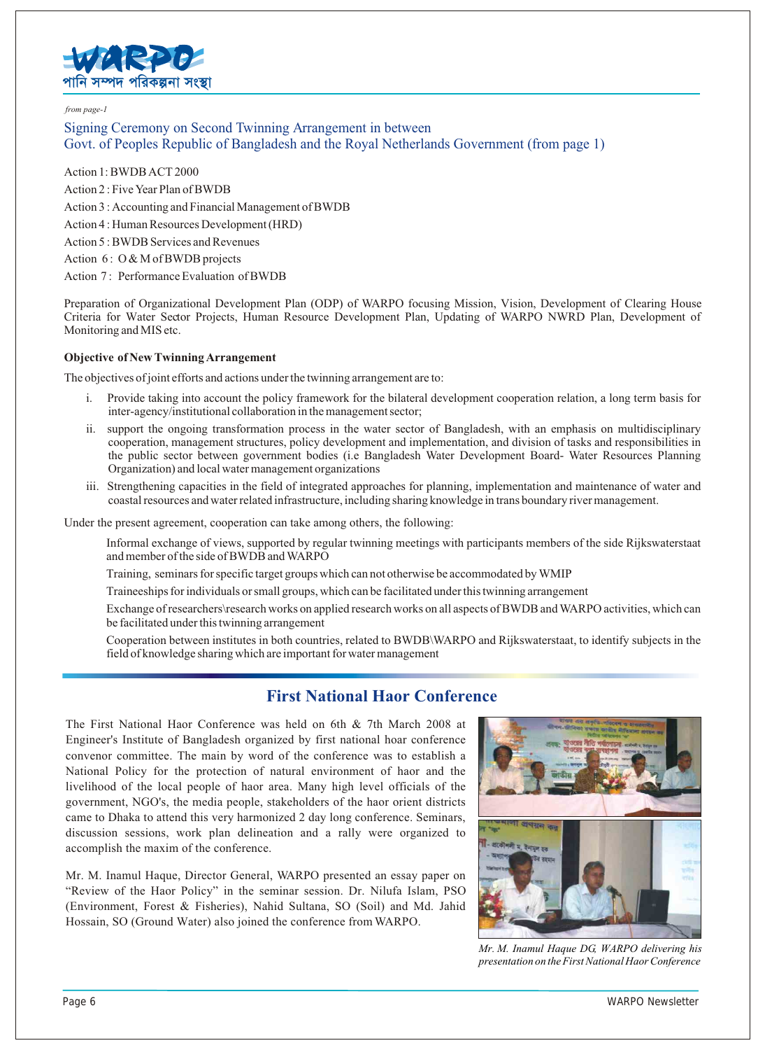*from page-1*

## Signing Ceremony on Second Twinning Arrangement in between Govt. of Peoples Republic of Bangladesh and the Royal Netherlands Government (from page 1)

Action 1: BWDB ACT 2000

Action 2 : Five Year Plan of BWDB

Action 3 : Accounting and Financial Management of BWDB

Action 4 : Human Resources Development (HRD)

Action 5 : BWDB Services and Revenues

Action 6 : O & M of BWDB projects

Action 7 : Performance Evaluation of BWDB

Preparation of Organizational Development Plan (ODP) of WARPO focusing Mission, Vision, Development of Clearing House Criteria for Water Sector Projects, Human Resource Development Plan, Updating of WARPO NWRD Plan, Development of Monitoring and MIS etc.

**Objective of New Twinning Arrangement**

The objectives of joint efforts and actions under the twinning arrangement are to:

i. Provide taking into account the policy framework for the bilateral development cooperation relation, a long term basis for inter-agency/institutional collaboration in the management sector;

ii. support the ongoing transformation process in the water sector of Bangladesh, with an emphasis on multidisciplinary cooperation, management structures, policy development and implementation, and division of tasks and responsibilities in the public sector between government bodies (i.e Bangladesh Water Development Board- Water Resources Planning Organization) and local water management organizations

iii. Strengthening capacities in the field of integrated approaches for planning, implementation and maintenance of water and coastal resources and water related infrastructure, including sharing knowledge in trans boundary river management.

Under the present agreement, cooperation can take among others, the following:

Informal exchange of views, supported by regular twinning meetings with participants members of the side Rijkswaterstaat and member of the side of BWDB and WARPO

Training, seminars for specific target groups which can not otherwise be accommodated by WMIP

Traineeships for individuals or small groups, which can be facilitated under this twinning arrangement

Exchange of researchers\research works on applied research works on all aspects of BWDB and WARPO activities, which can be facilitated under this twinning arrangement

Cooperation between institutes in both countries, related to BWDB\WARPO and Rijkswaterstaat, to identify subjects in the field of knowledge sharing which are important for water management

## First National Haor Conference

The First National Haor Conference was held on 6th & 7th March 2008 at Engineer's Institute of Bangladesh organized by first national hoar conference convenor committee. The main by word of the conference was to establish a National Policy for the protection of natural environment of haor and the livelihood of the local people of haor area. Many high level officials of the government, NGO's, the media people, stakeholders of the haor orient districts came to Dhaka to attend this very harmonized 2 day long conference. Seminars, discussion sessions, work plan delineation and a rally were organized to accomplish the maxim of the conference.

Mr. M. Inamul Haque, Director General, WARPO presented an essay paper on "Review of the Haor Policy" in the seminar session. Dr. Nilufa Islam, PSO (Environment, Forest & Fisheries), Nahid Sultana, SO (Soil) and Md. Jahid Hossain, SO (Ground Water) also joined the conference from WARPO.

*Mr. M. Inamul Haque DG, WARPO delivering his presentation on the First National Haor Conference*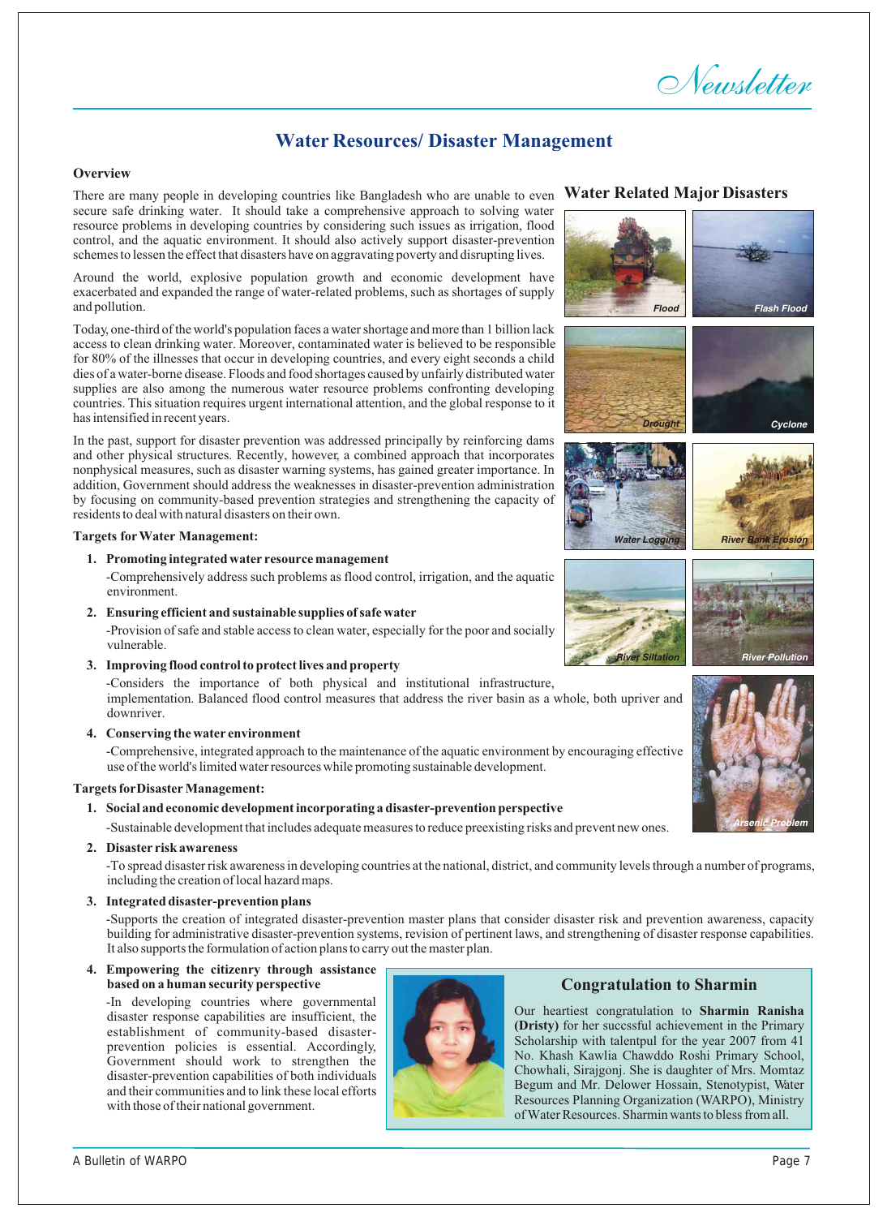## Water Resources/ Disaster Management

**Overview**

There are many people in developing countries like Bangladesh who are unable to even secure safe drinking water. It should take a comprehensive approach to solving water resource problems in developing countries by considering such issues as irrigation, flood control, and the aquatic environment. It should also actively support disaster-prevention schemes to lessen the effect that disasters have on aggravating poverty and disrupting lives.

Around the world, explosive population growth and economic development have exacerbated and expanded the range of water-related problems, such as shortages of supply and pollution.

Today, one-third of the world's population faces a water shortage and more than 1 billion lack access to clean drinking water. Moreover, contaminated water is believed to be responsible for 80% of the illnesses that occur in developing countries, and every eight seconds a child dies of a water-borne disease. Floods and food shortages caused by unfairly distributed water supplies are also among the numerous water resource problems confronting developing countries. This situation requires urgent international attention, and the global response to it has intensified in recent years.

In the past, support for disaster prevention was addressed principally by reinforcing dams and other physical structures. Recently, however, a combined approach that incorporates nonphysical measures, such as disaster warning systems, has gained greater importance. In addition, Government should address the weaknesses in disaster-prevention administration by focusing on community-based prevention strategies and strengthening the capacity of residents to deal with natural disasters on their own.

**Targets for Water Management:**

1. **Promoting integrated water resource management**
   -Comprehensively address such problems as flood control, irrigation, and the aquatic environment.
2. **Ensuring efficient and sustainable supplies of safe water**
   -Provision of safe and stable access to clean water, especially for the poor and socially vulnerable.
3. **Improving flood control to protect lives and property**
   -Considers the importance of both physical and institutional infrastructure, implementation. Balanced flood control measures that address the river basin as a whole, both upriver and downriver.
4. **Conserving the water environment**
   -Comprehensive, integrated approach to the maintenance of the aquatic environment by encouraging effective use of the world's limited water resources while promoting sustainable development.

**Targets for Disaster Management:**

1. **Social and economic development incorporating a disaster-prevention perspective**
   -Sustainable development that includes adequate measures to reduce preexisting risks and prevent new ones.
2. **Disaster risk awareness**
   -To spread disaster risk awareness in developing countries at the national, district, and community levels through a number of programs, including the creation of local hazard maps.
3. **Integrated disaster-prevention plans**
   -Supports the creation of integrated disaster-prevention master plans that consider disaster risk and prevention awareness, capacity building for administrative disaster-prevention systems, revision of pertinent laws, and strengthening of disaster response capabilities. It also supports the formulation of action plans to carry out the master plan.
4. **Empowering the citizenry through assistance based on a human security perspective**
   -In developing countries where governmental disaster response capabilities are insufficient, the establishment of community-based disaster-prevention policies is essential. Accordingly, Government should work to strengthen the disaster-prevention capabilities of both individuals and their communities and to link these local efforts with those of their national government.

### Water Related Major Disasters

Flood

Flash Flood

Drought

Cyclone

Water Logging

River Bank Erosion

River Siltation

River Pollution

Arsenic Problem

### Congratulation to Sharmin

Our heartiest congratulation to **Sharmin Ranisha (Dristy)** for her sucessful achievement in the Primary Scholarship with talentpul for the year 2007 from 41 No. Khash Kawlia Chawddo Roshi Primary School, Chowhali, Sirajgonj. She is daughter of Mrs. Momtaz Begum and Mr. Delower Hossain, Stenotypist, Water Resources Planning Organization (WARPO), Ministry of Water Resources. Sharmin wants to bless from all.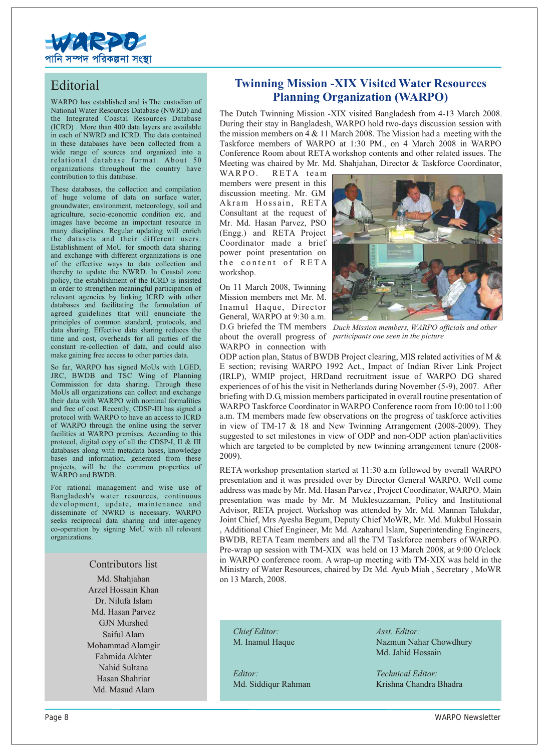WARPO

পানি সম্পদ পরিকল্পনা সংস্থা

## Editorial

WARPO has established and is The custodian of National Water Resources Database (NWRD) and the Integrated Coastal Resources Database (ICRD) . More than 400 data layers are available in each of NWRD and ICRD. The data contained in these databases have been collected from a wide range of sources and organized into a relational database format. About 50 organizations throughout the country have contribution to this database.

These databases, the collection and compilation of huge volume of data on surface water, groundwater, environment, meteorology, soil and agriculture, socio-economic condition etc. and images have become an important resource in many disciplines. Regular updating will enrich the datasets and their different users. Establishment of MoU for smooth data sharing and exchange with different organizations is one of the effective ways to data collection and thereby to update the NWRD. In Coastal zone policy, the establishment of the ICRD is insisted in order to strengthen meaningful participation of relevant agencies by linking ICRD with other databases and facilitating the formulation of agreed guidelines that will enunciate the principles of common standard, protocols, and data sharing. Effective data sharing reduces the time and cost, overheads for all parties of the constant re-collection of data, and could also make gaining free access to other parties data.

So far, WARPO has signed MoUs with LGED, JRC, BWDB and TSC Wing of Planning Commission for data sharing. Through these MoUs all organizations can collect and exchange their data with WARPO with nominal formalities and free of cost. Recently, CDSP-III has signed a protocol with WARPO to have an access to ICRD of WARPO through the online using the server facilities at WARPO premises. According to this protocol, digital copy of all the CDSP-I, II & III databases along with metadata bases, knowledge bases and information, generated from these projects, will be the common properties of WARPO and BWDB.

For rational management and wise use of Bangladesh's water resources, continuous development, update, maintenance and disseminate of NWRD is necessary. WARPO seeks reciprocal data sharing and inter-agency co-operation by signing MoU with all relevant organizations.

### Contributors list

Md. Shahjahan
Arzel Hossain Khan
Dr. Nilufa Islam
Md. Hasan Parvez
GJN Murshed
Saiful Alam
Mohammad Alamgir
Fahmida Akhter
Nahid Sultana
Hasan Shahriar
Md. Masud Alam

## Twinning Mission -XIX Visited Water Resources Planning Organization (WARPO)

The Dutch Twinning Mission -XIX visited Bangladesh from 4-13 March 2008. During their stay in Bangladesh, WARPO hold two-days discussion session with the mission members on 4 & 11 March 2008. The Mission had a meeting with the Taskforce members of WARPO at 1:30 PM., on 4 March 2008 in WARPO Conference Room about RETA workshop contents and other related issues. The Meeting was chaired by Mr. Md. Shahjahan, Director & Taskforce Coordinator, WARPO. RETA team members were present in this discussion meeting. Mr. GM Akram Hossain, RETA Consultant at the request of Mr. Md. Hasan Parvez, PSO (Engg.) and RETA Project Coordinator made a brief power point presentation on the content of RETA workshop.

On 11 March 2008, Twinning Mission members met Mr. M. Inamul Haque, Director General, WARPO at 9:30 a.m. D.G briefed the TM members about the overall progress of WARPO in connection with ODP action plan, Status of BWDB Project clearing, MIS related activities of M & E section; revising WARPO 1992 Act., Impact of Indian River Link Project (IRLP), WMIP project, HRDand recruitment issue of WARPO DG shared experiences of of his the visit in Netherlands during November (5-9), 2007. After briefing with D.G, mission members participated in overall routine presentation of WARPO Taskforce Coordinator in WARPO Conference room from 10:00 to11:00 a.m. TM members made few observations on the progress of taskforce activities in view of TM-17 & 18 and New Twinning Arrangement (2008-2009). They suggested to set milestones in view of ODP and non-ODP action plan\activities which are targeted to be completed by new twinning arrangement tenure (2008-2009).

*Duch Mission members, WARPO officials and other participants one seen in the picture*

RETA workshop presentation started at 11:30 a.m followed by overall WARPO presentation and it was presided over by Director General WARPO. Well come address was made by Mr. Md. Hasan Parvez , Project Coordinator, WARPO. Main presentation was made by Mr. M Muklesuzzaman, Policy and Institutional Advisor, RETA project. Workshop was attended by Mr. Md. Mannan Talukdar, Joint Chief, Mrs Ayesha Begum, Deputy Chief MoWR, Mr. Md. Mukbul Hossain , Additional Chief Engineer, Mr. Md. Azaharul Islam, Superintending Engineers, BWDB, RETA Team members and all the TM Taskforce members of WARPO. Pre-wrap up session with TM-XIX was held on 13 March 2008, at 9:00 O'clock in WARPO conference room. A wrap-up meeting with TM-XIX was held in the Ministry of Water Resources, chaired by Dr. Md. Ayub Miah , Secretary , MoWR on 13 March, 2008.

*Chief Editor:*
M. Inamul Haque

*Editor:*
Md. Siddiqur Rahman

*Asst. Editor:*
Nazmun Nahar Chowdhury
Md. Jahid Hossain

*Technical Editor:*
Krishna Chandra Bhadra